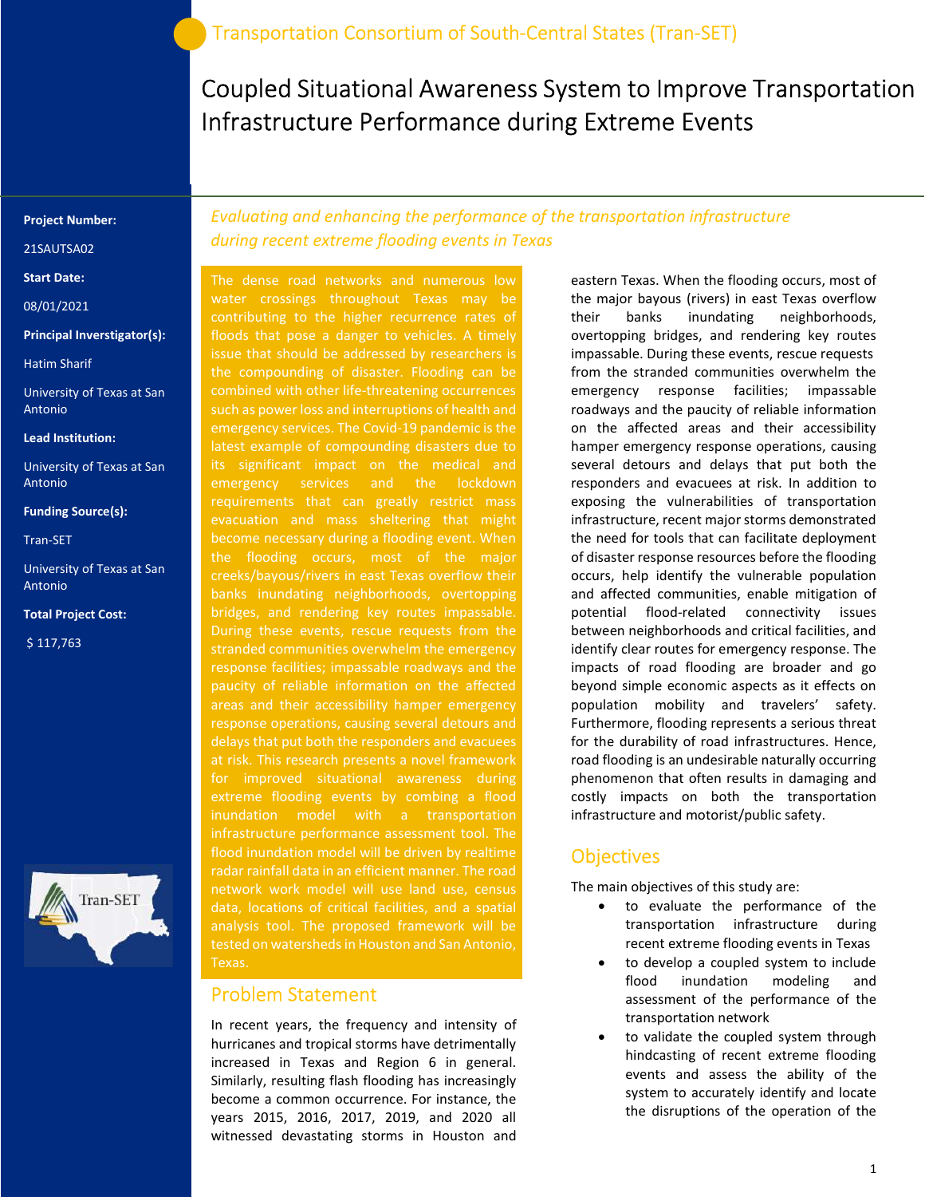Transportation Consortium of South-Central States (Tran-SET)

# Coupled Situational Awareness System to Improve Transportation Infrastructure Performance during Extreme Events

**Project Number:**

21SAUTSA02

**Start Date:**

08/01/2021

**Principal Inverstigator(s):**

Hatim Sharif

University of Texas at San Antonio

**Lead Institution:**

University of Texas at San Antonio

**Funding Source(s):**

Tran-SET

University of Texas at San Antonio

**Total Project Cost:**

$ 117,763

*Evaluating and enhancing the performance of the transportation infrastructure during recent extreme flooding events in Texas*

The dense road networks and numerous low water crossings throughout Texas may be contributing to the higher recurrence rates of floods that pose a danger to vehicles. A timely issue that should be addressed by researchers is the compounding of disaster. Flooding can be combined with other life-threatening occurrences such as power loss and interruptions of health and emergency services. The Covid-19 pandemic is the latest example of compounding disasters due to its significant impact on the medical and emergency services and the lockdown requirements that can greatly restrict mass evacuation and mass sheltering that might become necessary during a flooding event. When the flooding occurs, most of the major creeks/bayous/rivers in east Texas overflow their banks inundating neighborhoods, overtopping bridges, and rendering key routes impassable. During these events, rescue requests from the stranded communities overwhelm the emergency response facilities; impassable roadways and the paucity of reliable information on the affected areas and their accessibility hamper emergency response operations, causing several detours and delays that put both the responders and evacuees at risk. This research presents a novel framework for improved situational awareness during extreme flooding events by combing a flood inundation model with a transportation infrastructure performance assessment tool. The flood inundation model will be driven by realtime radar rainfall data in an efficient manner. The road network work model will use land use, census data, locations of critical facilities, and a spatial analysis tool. The proposed framework will be tested on watersheds in Houston and San Antonio, Texas.

## Problem Statement

In recent years, the frequency and intensity of hurricanes and tropical storms have detrimentally increased in Texas and Region 6 in general. Similarly, resulting flash flooding has increasingly become a common occurrence. For instance, the years 2015, 2016, 2017, 2019, and 2020 all witnessed devastating storms in Houston and eastern Texas. When the flooding occurs, most of the major bayous (rivers) in east Texas overflow their banks inundating neighborhoods, overtopping bridges, and rendering key routes impassable. During these events, rescue requests from the stranded communities overwhelm the emergency response facilities; impassable roadways and the paucity of reliable information on the affected areas and their accessibility hamper emergency response operations, causing several detours and delays that put both the responders and evacuees at risk. In addition to exposing the vulnerabilities of transportation infrastructure, recent major storms demonstrated the need for tools that can facilitate deployment of disaster response resources before the flooding occurs, help identify the vulnerable population and affected communities, enable mitigation of potential flood-related connectivity issues between neighborhoods and critical facilities, and identify clear routes for emergency response. The impacts of road flooding are broader and go beyond simple economic aspects as it effects on population mobility and travelers' safety. Furthermore, flooding represents a serious threat for the durability of road infrastructures. Hence, road flooding is an undesirable naturally occurring phenomenon that often results in damaging and costly impacts on both the transportation infrastructure and motorist/public safety.

## Objectives

The main objectives of this study are:

- to evaluate the performance of the transportation infrastructure during recent extreme flooding events in Texas
- to develop a coupled system to include flood inundation modeling and assessment of the performance of the transportation network
- to validate the coupled system through hindcasting of recent extreme flooding events and assess the ability of the system to accurately identify and locate the disruptions of the operation of the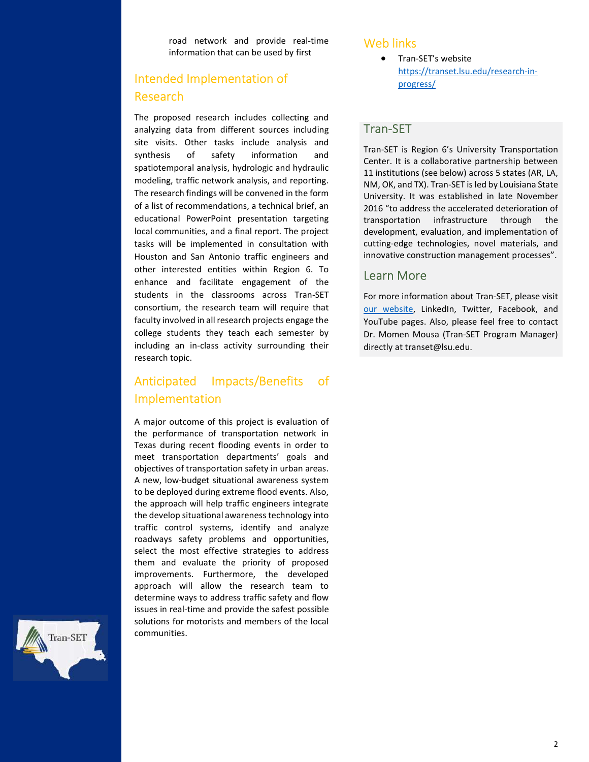road network and provide real-time information that can be used by first

## Intended Implementation of Research

The proposed research includes collecting and analyzing data from different sources including site visits. Other tasks include analysis and synthesis of safety information and spatiotemporal analysis, hydrologic and hydraulic modeling, traffic network analysis, and reporting. The research findings will be convened in the form of a list of recommendations, a technical brief, an educational PowerPoint presentation targeting local communities, and a final report. The project tasks will be implemented in consultation with Houston and San Antonio traffic engineers and other interested entities within Region 6. To enhance and facilitate engagement of the students in the classrooms across Tran-SET consortium, the research team will require that faculty involved in all research projects engage the college students they teach each semester by including an in-class activity surrounding their research topic.

## Anticipated Impacts/Benefits of Implementation

A major outcome of this project is evaluation of the performance of transportation network in Texas during recent flooding events in order to meet transportation departments' goals and objectives of transportation safety in urban areas. A new, low-budget situational awareness system to be deployed during extreme flood events. Also, the approach will help traffic engineers integrate the develop situational awareness technology into traffic control systems, identify and analyze roadways safety problems and opportunities, select the most effective strategies to address them and evaluate the priority of proposed improvements. Furthermore, the developed approach will allow the research team to determine ways to address traffic safety and flow issues in real-time and provide the safest possible solutions for motorists and members of the local communities.

## Web links

- Tran-SET's website [https://transet.lsu.edu/research-in-progress/](https://transet.lsu.edu/research-in-progress/)

## Tran-SET

Tran-SET is Region 6's University Transportation Center. It is a collaborative partnership between 11 institutions (see below) across 5 states (AR, LA, NM, OK, and TX). Tran-SET is led by Louisiana State University. It was established in late November 2016 "to address the accelerated deterioration of transportation infrastructure through the development, evaluation, and implementation of cutting-edge technologies, novel materials, and innovative construction management processes".

## Learn More

For more information about Tran-SET, please visit our website, LinkedIn, Twitter, Facebook, and YouTube pages. Also, please feel free to contact Dr. Momen Mousa (Tran-SET Program Manager) directly at transet@lsu.edu.